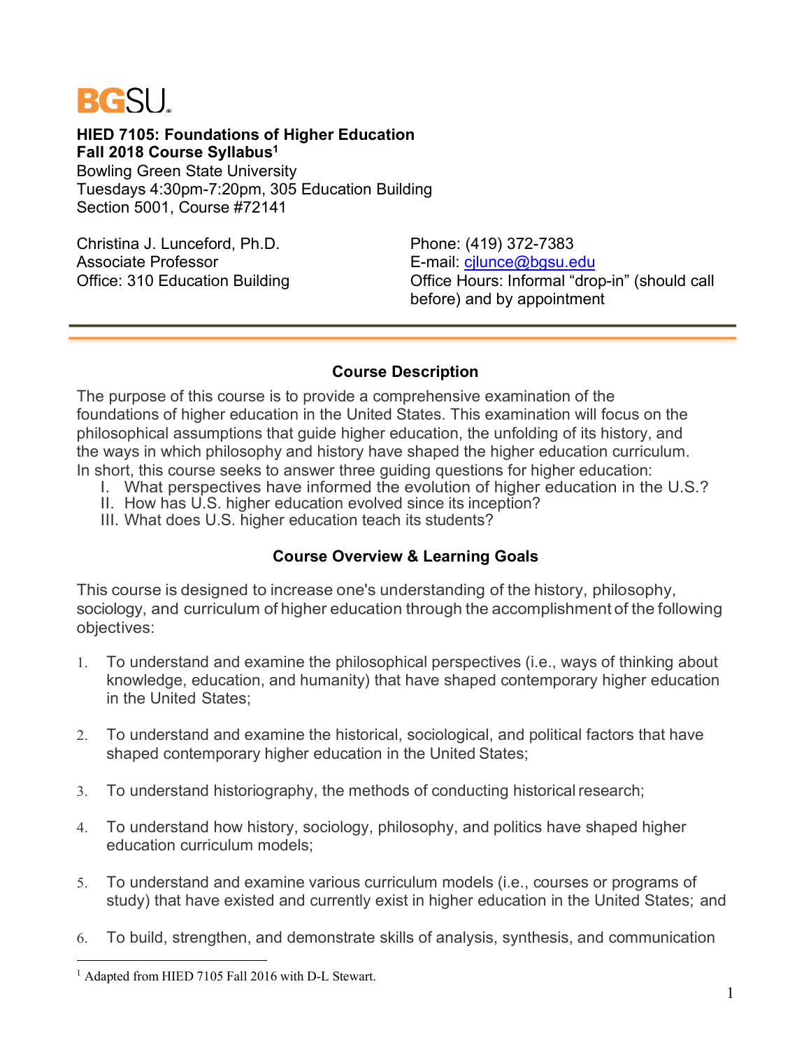BGSU

**HIED 7105: Foundations of Higher Education**
**Fall 2018 Course Syllabus[1]**
Bowling Green State University
Tuesdays 4:30pm-7:20pm, 305 Education Building
Section 5001, Course #72141

Christina J. Lunceford, Ph.D.
Associate Professor
Office: 310 Education Building

Phone: (419) 372-7383
E-mail: cjlunce@bgsu.edu
Office Hours: Informal "drop-in" (should call before) and by appointment

---

## Course Description

The purpose of this course is to provide a comprehensive examination of the foundations of higher education in the United States. This examination will focus on the philosophical assumptions that guide higher education, the unfolding of its history, and the ways in which philosophy and history have shaped the higher education curriculum. In short, this course seeks to answer three guiding questions for higher education:

I. What perspectives have informed the evolution of higher education in the U.S.?
II. How has U.S. higher education evolved since its inception?
III. What does U.S. higher education teach its students?

## Course Overview & Learning Goals

This course is designed to increase one's understanding of the history, philosophy, sociology, and curriculum of higher education through the accomplishment of the following objectives:

1. To understand and examine the philosophical perspectives (i.e., ways of thinking about knowledge, education, and humanity) that have shaped contemporary higher education in the United States;

2. To understand and examine the historical, sociological, and political factors that have shaped contemporary higher education in the United States;

3. To understand historiography, the methods of conducting historical research;

4. To understand how history, sociology, philosophy, and politics have shaped higher education curriculum models;

5. To understand and examine various curriculum models (i.e., courses or programs of study) that have existed and currently exist in higher education in the United States; and

6. To build, strengthen, and demonstrate skills of analysis, synthesis, and communication

[1] Adapted from HIED 7105 Fall 2016 with D-L Stewart.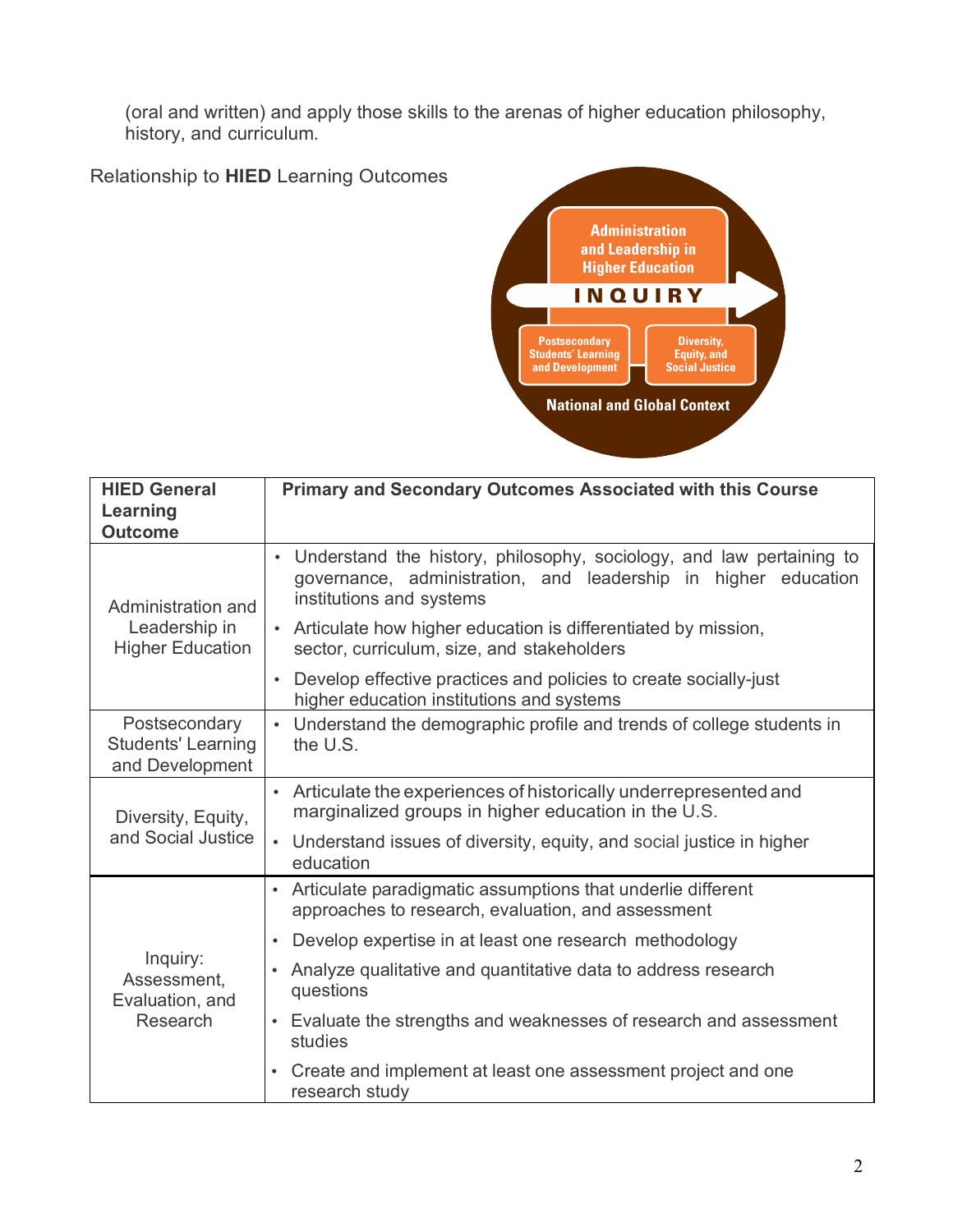(oral and written) and apply those skills to the arenas of higher education philosophy, history, and curriculum.

Relationship to **HIED** Learning Outcomes

| **HIED General Learning Outcome** | **Primary and Secondary Outcomes Associated with this Course** |
|---|---|
| Administration and Leadership in Higher Education | • Understand the history, philosophy, sociology, and law pertaining to governance, administration, and leadership in higher education institutions and systems<br>• Articulate how higher education is differentiated by mission, sector, curriculum, size, and stakeholders<br>• Develop effective practices and policies to create socially-just higher education institutions and systems |
| Postsecondary Students' Learning and Development | • Understand the demographic profile and trends of college students in the U.S. |
| Diversity, Equity, and Social Justice | • Articulate the experiences of historically underrepresented and marginalized groups in higher education in the U.S.<br>• Understand issues of diversity, equity, and social justice in higher education |
| Inquiry: Assessment, Evaluation, and Research | • Articulate paradigmatic assumptions that underlie different approaches to research, evaluation, and assessment<br>• Develop expertise in at least one research methodology<br>• Analyze qualitative and quantitative data to address research questions<br>• Evaluate the strengths and weaknesses of research and assessment studies<br>• Create and implement at least one assessment project and one research study |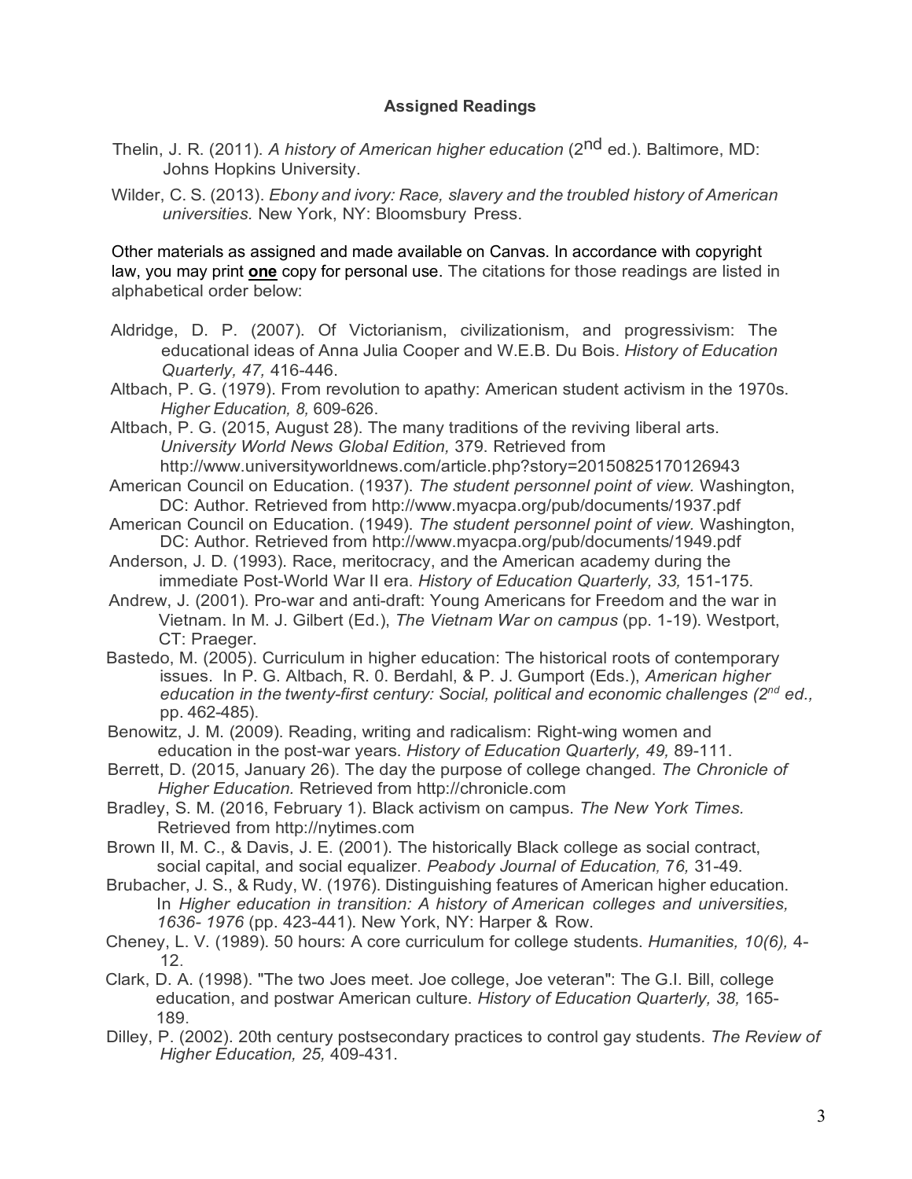### **Assigned Readings**

Thelin, J. R. (2011). *A history of American higher education* (2nd ed.). Baltimore, MD: Johns Hopkins University.

Wilder, C. S. (2013). *Ebony and ivory: Race, slavery and the troubled history of American universities.* New York, NY: Bloomsbury Press.

Other materials as assigned and made available on Canvas. In accordance with copyright law, you may print **one** copy for personal use. The citations for those readings are listed in alphabetical order below:

Aldridge, D. P. (2007). Of Victorianism, civilizationism, and progressivism: The educational ideas of Anna Julia Cooper and W.E.B. Du Bois. *History of Education Quarterly, 47,* 416-446.

Altbach, P. G. (1979). From revolution to apathy: American student activism in the 1970s. *Higher Education, 8,* 609-626.

Altbach, P. G. (2015, August 28). The many traditions of the reviving liberal arts. *University World News Global Edition,* 379. Retrieved from http://www.universityworldnews.com/article.php?story=20150825170126943

American Council on Education. (1937). *The student personnel point of view.* Washington, DC: Author. Retrieved from http://www.myacpa.org/pub/documents/1937.pdf

American Council on Education. (1949). *The student personnel point of view.* Washington, DC: Author. Retrieved from http://www.myacpa.org/pub/documents/1949.pdf

Anderson, J. D. (1993). Race, meritocracy, and the American academy during the immediate Post-World War II era. *History of Education Quarterly, 33,* 151-175.

Andrew, J. (2001). Pro-war and anti-draft: Young Americans for Freedom and the war in Vietnam. In M. J. Gilbert (Ed.), *The Vietnam War on campus* (pp. 1-19). Westport, CT: Praeger.

Bastedo, M. (2005). Curriculum in higher education: The historical roots of contemporary issues. In P. G. Altbach, R. 0. Berdahl, & P. J. Gumport (Eds.), *American higher education in the twenty-first century: Social, political and economic challenges (2nd ed.,* pp. 462-485).

Benowitz, J. M. (2009). Reading, writing and radicalism: Right-wing women and education in the post-war years. *History of Education Quarterly, 49,* 89-111.

Berrett, D. (2015, January 26). The day the purpose of college changed. *The Chronicle of Higher Education.* Retrieved from http://chronicle.com

Bradley, S. M. (2016, February 1). Black activism on campus. *The New York Times.* Retrieved from http://nytimes.com

Brown II, M. C., & Davis, J. E. (2001). The historically Black college as social contract, social capital, and social equalizer. *Peabody Journal of Education, 76,* 31-49.

Brubacher, J. S., & Rudy, W. (1976). Distinguishing features of American higher education. In *Higher education in transition: A history of American colleges and universities, 1636- 1976* (pp. 423-441). New York, NY: Harper & Row.

Cheney, L. V. (1989). 50 hours: A core curriculum for college students. *Humanities, 10(6),* 4-12.

Clark, D. A. (1998). "The two Joes meet. Joe college, Joe veteran": The G.I. Bill, college education, and postwar American culture. *History of Education Quarterly, 38,* 165-189.

Dilley, P. (2002). 20th century postsecondary practices to control gay students. *The Review of Higher Education, 25,* 409-431.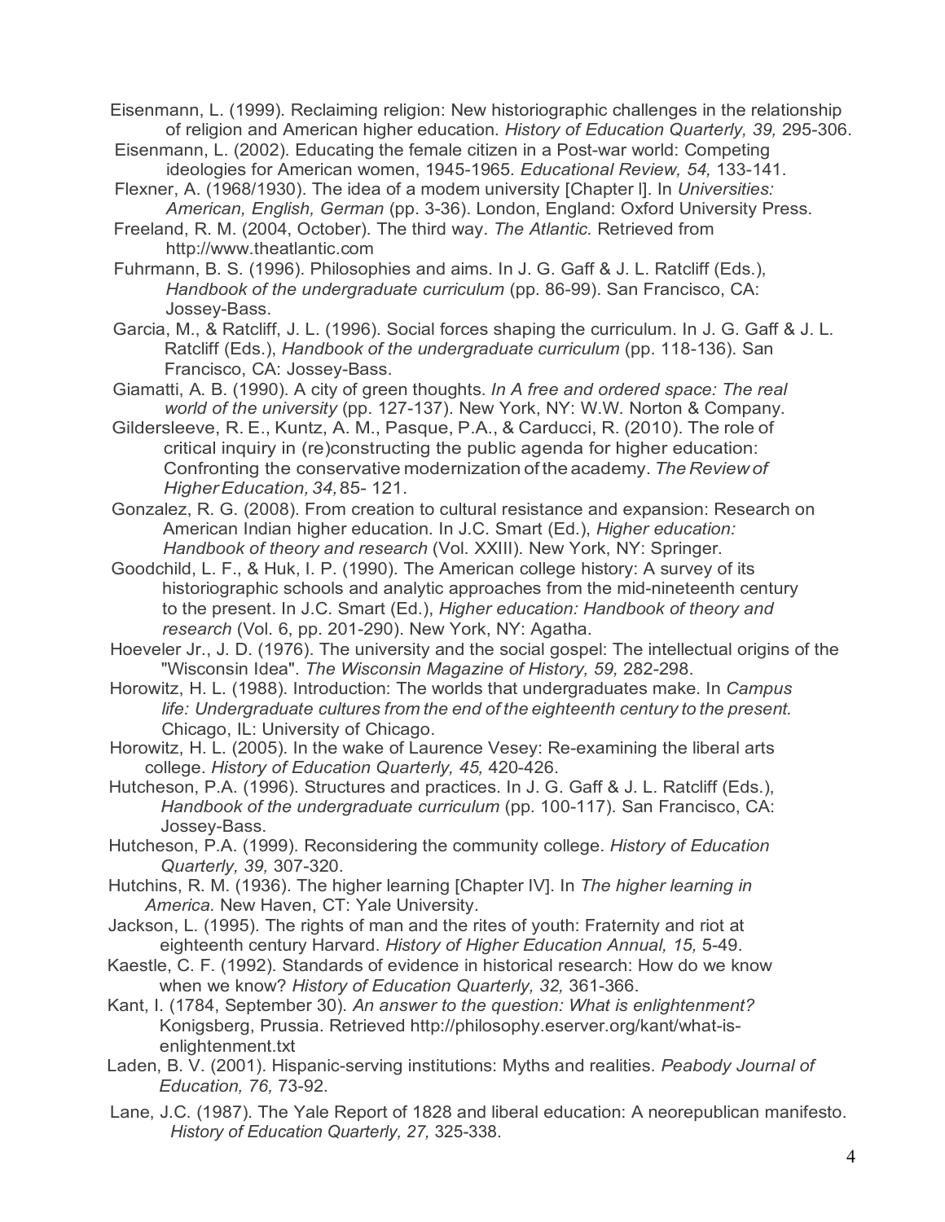Eisenmann, L. (1999). Reclaiming religion: New historiographic challenges in the relationship of religion and American higher education. *History of Education Quarterly, 39,* 295-306.

Eisenmann, L. (2002). Educating the female citizen in a Post-war world: Competing ideologies for American women, 1945-1965. *Educational Review, 54,* 133-141.

Flexner, A. (1968/1930). The idea of a modem university [Chapter I]. In *Universities: American, English, German* (pp. 3-36). London, England: Oxford University Press.

Freeland, R. M. (2004, October). The third way. *The Atlantic.* Retrieved from http://www.theatlantic.com

Fuhrmann, B. S. (1996). Philosophies and aims. In J. G. Gaff & J. L. Ratcliff (Eds.), *Handbook of the undergraduate curriculum* (pp. 86-99). San Francisco, CA: Jossey-Bass.

Garcia, M., & Ratcliff, J. L. (1996). Social forces shaping the curriculum. In J. G. Gaff & J. L. Ratcliff (Eds.), *Handbook of the undergraduate curriculum* (pp. 118-136). San Francisco, CA: Jossey-Bass.

Giamatti, A. B. (1990). A city of green thoughts. *In A free and ordered space: The real world of the university* (pp. 127-137). New York, NY: W.W. Norton & Company.

Gildersleeve, R. E., Kuntz, A. M., Pasque, P.A., & Carducci, R. (2010). The role of critical inquiry in (re)constructing the public agenda for higher education: Confronting the conservative modernization of the academy. *The Review of Higher Education, 34,* 85- 121.

Gonzalez, R. G. (2008). From creation to cultural resistance and expansion: Research on American Indian higher education. In J.C. Smart (Ed.), *Higher education: Handbook of theory and research* (Vol. XXIII). New York, NY: Springer.

Goodchild, L. F., & Huk, I. P. (1990). The American college history: A survey of its historiographic schools and analytic approaches from the mid-nineteenth century to the present. In J.C. Smart (Ed.), *Higher education: Handbook of theory and research* (Vol. 6, pp. 201-290). New York, NY: Agatha.

Hoeveler Jr., J. D. (1976). The university and the social gospel: The intellectual origins of the "Wisconsin Idea". *The Wisconsin Magazine of History, 59,* 282-298.

Horowitz, H. L. (1988). Introduction: The worlds that undergraduates make. In *Campus life: Undergraduate cultures from the end of the eighteenth century to the present.* Chicago, IL: University of Chicago.

Horowitz, H. L. (2005). In the wake of Laurence Vesey: Re-examining the liberal arts college. *History of Education Quarterly, 45,* 420-426.

Hutcheson, P.A. (1996). Structures and practices. In J. G. Gaff & J. L. Ratcliff (Eds.), *Handbook of the undergraduate curriculum* (pp. 100-117). San Francisco, CA: Jossey-Bass.

Hutcheson, P.A. (1999). Reconsidering the community college. *History of Education Quarterly, 39,* 307-320.

Hutchins, R. M. (1936). The higher learning [Chapter IV]. In *The higher learning in America.* New Haven, CT: Yale University.

Jackson, L. (1995). The rights of man and the rites of youth: Fraternity and riot at eighteenth century Harvard. *History of Higher Education Annual, 15,* 5-49.

Kaestle, C. F. (1992). Standards of evidence in historical research: How do we know when we know? *History of Education Quarterly, 32,* 361-366.

Kant, I. (1784, September 30). *An answer to the question: What is enlightenment?* Konigsberg, Prussia. Retrieved http://philosophy.eserver.org/kant/what-is-enlightenment.txt

Laden, B. V. (2001). Hispanic-serving institutions: Myths and realities. *Peabody Journal of Education, 76,* 73-92.

Lane, J.C. (1987). The Yale Report of 1828 and liberal education: A neorepublican manifesto. *History of Education Quarterly, 27,* 325-338.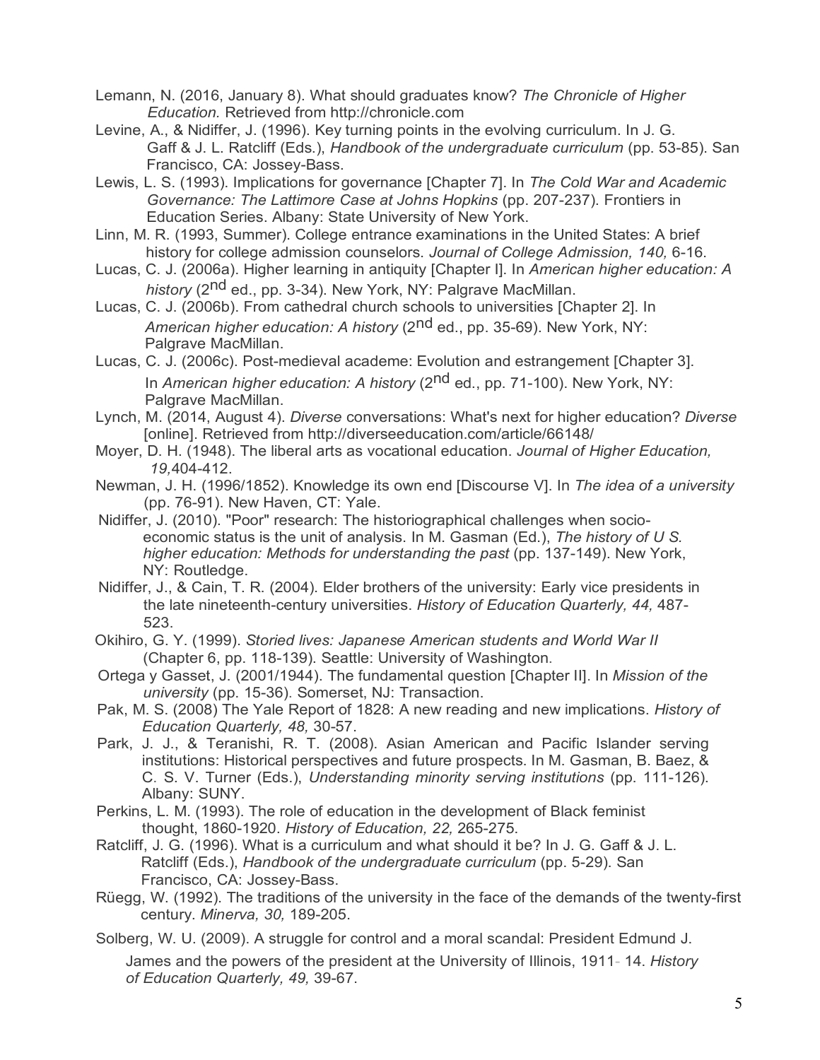Lemann, N. (2016, January 8). What should graduates know? *The Chronicle of Higher Education.* Retrieved from http://chronicle.com

Levine, A., & Nidiffer, J. (1996). Key turning points in the evolving curriculum. In J. G. Gaff & J. L. Ratcliff (Eds.), *Handbook of the undergraduate curriculum* (pp. 53-85). San Francisco, CA: Jossey-Bass.

Lewis, L. S. (1993). Implications for governance [Chapter 7]. In *The Cold War and Academic Governance: The Lattimore Case at Johns Hopkins* (pp. 207-237). Frontiers in Education Series. Albany: State University of New York.

Linn, M. R. (1993, Summer). College entrance examinations in the United States: A brief history for college admission counselors. *Journal of College Admission, 140,* 6-16.

Lucas, C. J. (2006a). Higher learning in antiquity [Chapter I]. In *American higher education: A history* (2nd ed., pp. 3-34). New York, NY: Palgrave MacMillan.

Lucas, C. J. (2006b). From cathedral church schools to universities [Chapter 2]. In *American higher education: A history* (2nd ed., pp. 35-69). New York, NY: Palgrave MacMillan.

Lucas, C. J. (2006c). Post-medieval academe: Evolution and estrangement [Chapter 3]. In *American higher education: A history* (2nd ed., pp. 71-100). New York, NY: Palgrave MacMillan.

Lynch, M. (2014, August 4). *Diverse* conversations: What's next for higher education? *Diverse* [online]. Retrieved from http://diverseeducation.com/article/66148/

Moyer, D. H. (1948). The liberal arts as vocational education. *Journal of Higher Education, 19,*404-412.

Newman, J. H. (1996/1852). Knowledge its own end [Discourse V]. In *The idea of a university* (pp. 76-91). New Haven, CT: Yale.

Nidiffer, J. (2010). "Poor" research: The historiographical challenges when socio-economic status is the unit of analysis. In M. Gasman (Ed.), *The history of U S. higher education: Methods for understanding the past* (pp. 137-149). New York, NY: Routledge.

Nidiffer, J., & Cain, T. R. (2004). Elder brothers of the university: Early vice presidents in the late nineteenth-century universities. *History of Education Quarterly, 44,* 487-523.

Okihiro, G. Y. (1999). *Storied lives: Japanese American students and World War II* (Chapter 6, pp. 118-139). Seattle: University of Washington.

Ortega y Gasset, J. (2001/1944). The fundamental question [Chapter II]. In *Mission of the university* (pp. 15-36). Somerset, NJ: Transaction.

Pak, M. S. (2008) The Yale Report of 1828: A new reading and new implications. *History of Education Quarterly, 48,* 30-57.

Park, J. J., & Teranishi, R. T. (2008). Asian American and Pacific Islander serving institutions: Historical perspectives and future prospects. In M. Gasman, B. Baez, & C. S. V. Turner (Eds.), *Understanding minority serving institutions* (pp. 111-126). Albany: SUNY.

Perkins, L. M. (1993). The role of education in the development of Black feminist thought, 1860-1920. *History of Education, 22,* 265-275.

Ratcliff, J. G. (1996). What is a curriculum and what should it be? In J. G. Gaff & J. L. Ratcliff (Eds.), *Handbook of the undergraduate curriculum* (pp. 5-29). San Francisco, CA: Jossey-Bass.

Rüegg, W. (1992). The traditions of the university in the face of the demands of the twenty-first century. *Minerva, 30,* 189-205.

Solberg, W. U. (2009). A struggle for control and a moral scandal: President Edmund J. James and the powers of the president at the University of Illinois, 1911- 14. *History of Education Quarterly, 49,* 39-67.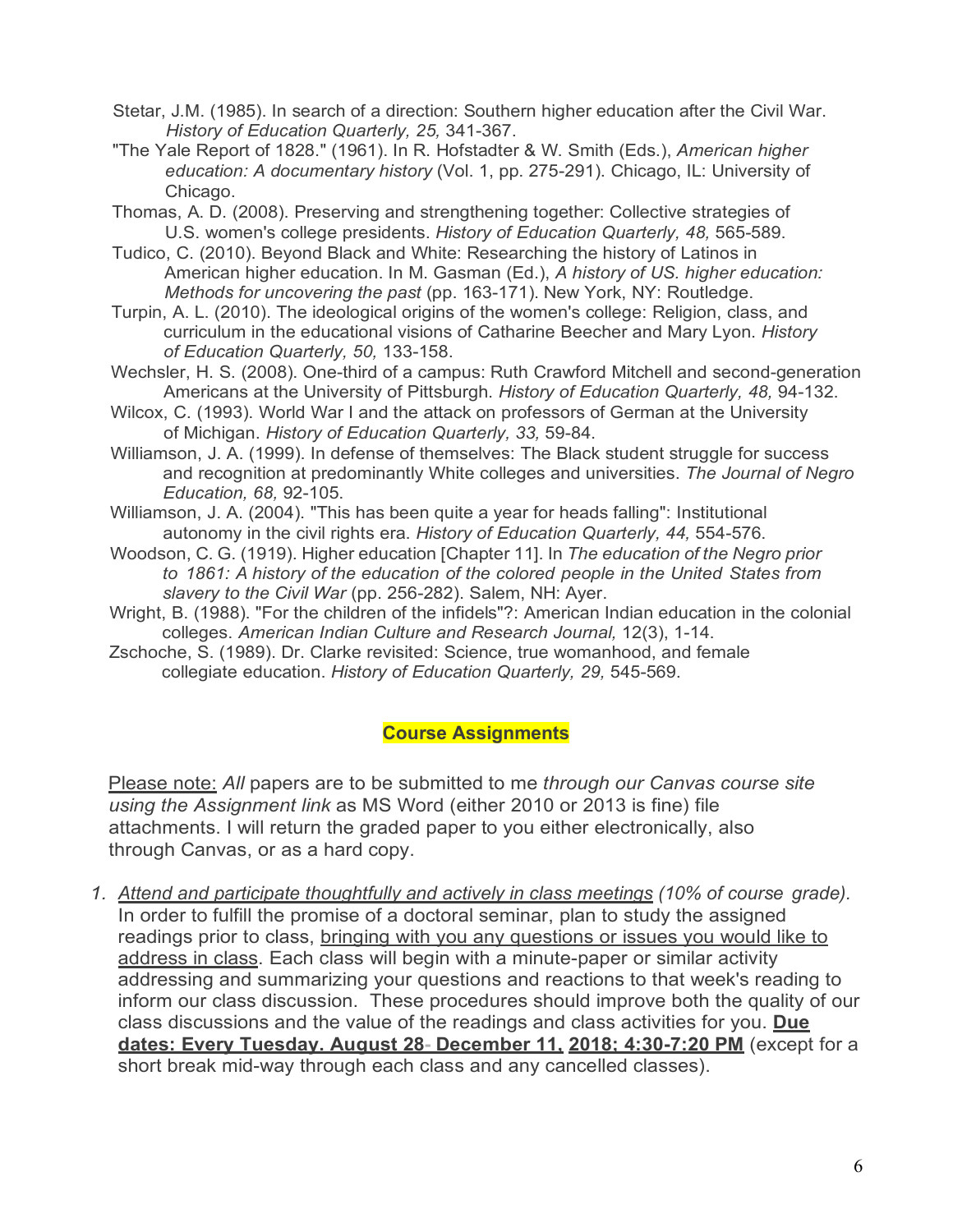Stetar, J.M. (1985). In search of a direction: Southern higher education after the Civil War. *History of Education Quarterly, 25,* 341-367.

"The Yale Report of 1828." (1961). In R. Hofstadter & W. Smith (Eds.), *American higher education: A documentary history* (Vol. 1, pp. 275-291). Chicago, IL: University of Chicago.

Thomas, A. D. (2008). Preserving and strengthening together: Collective strategies of U.S. women's college presidents. *History of Education Quarterly, 48,* 565-589.

Tudico, C. (2010). Beyond Black and White: Researching the history of Latinos in American higher education. In M. Gasman (Ed.), *A history of US. higher education: Methods for uncovering the past* (pp. 163-171). New York, NY: Routledge.

Turpin, A. L. (2010). The ideological origins of the women's college: Religion, class, and curriculum in the educational visions of Catharine Beecher and Mary Lyon. *History of Education Quarterly, 50,* 133-158.

Wechsler, H. S. (2008). One-third of a campus: Ruth Crawford Mitchell and second-generation Americans at the University of Pittsburgh. *History of Education Quarterly, 48,* 94-132.

Wilcox, C. (1993). World War I and the attack on professors of German at the University of Michigan. *History of Education Quarterly, 33,* 59-84.

Williamson, J. A. (1999). In defense of themselves: The Black student struggle for success and recognition at predominantly White colleges and universities. *The Journal of Negro Education, 68,* 92-105.

Williamson, J. A. (2004). "This has been quite a year for heads falling": Institutional autonomy in the civil rights era. *History of Education Quarterly, 44,* 554-576.

Woodson, C. G. (1919). Higher education [Chapter 11]. In *The education of the Negro prior to 1861: A history of the education of the colored people in the United States from slavery to the Civil War* (pp. 256-282). Salem, NH: Ayer.

Wright, B. (1988). "For the children of the infidels"?: American Indian education in the colonial colleges. *American Indian Culture and Research Journal,* 12(3), 1-14.

Zschoche, S. (1989). Dr. Clarke revisited: Science, true womanhood, and female collegiate education. *History of Education Quarterly, 29,* 545-569.

## Course Assignments

Please note: *All* papers are to be submitted to me *through our Canvas course site using the Assignment link* as MS Word (either 2010 or 2013 is fine) file attachments. I will return the graded paper to you either electronically, also through Canvas, or as a hard copy.

1. *Attend and participate thoughtfully and actively in class meetings (10% of course grade).* In order to fulfill the promise of a doctoral seminar, plan to study the assigned readings prior to class, bringing with you any questions or issues you would like to address in class. Each class will begin with a minute-paper or similar activity addressing and summarizing your questions and reactions to that week's reading to inform our class discussion. These procedures should improve both the quality of our class discussions and the value of the readings and class activities for you. **Due dates: Every Tuesday, August 28- December 11, 2018; 4:30-7:20 PM** (except for a short break mid-way through each class and any cancelled classes).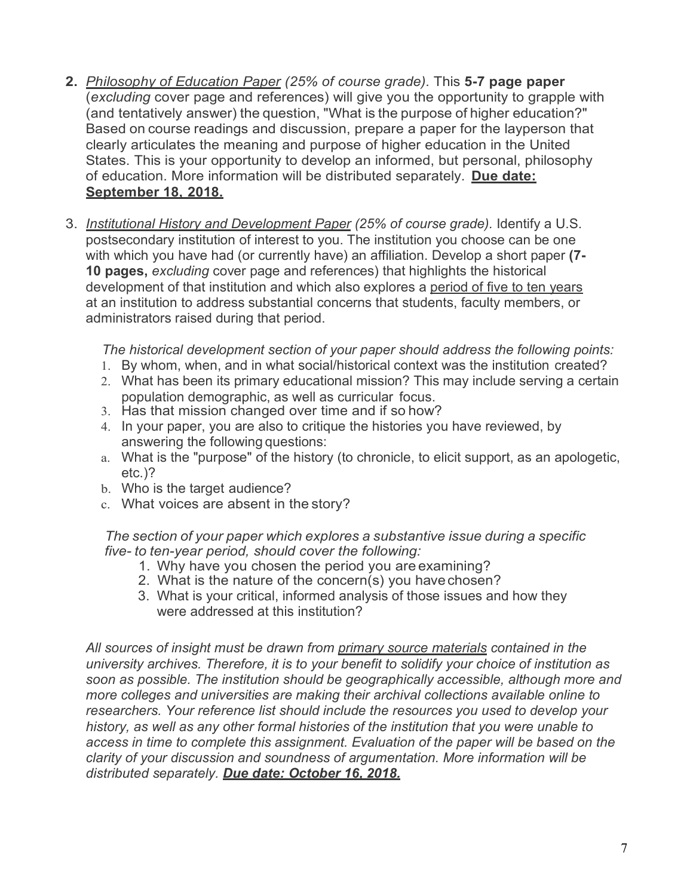2. *<u>Philosophy of Education Paper</u> (25% of course grade).* This **5-7 page paper** (*excluding* cover page and references) will give you the opportunity to grapple with (and tentatively answer) the question, "What is the purpose of higher education?" Based on course readings and discussion, prepare a paper for the layperson that clearly articulates the meaning and purpose of higher education in the United States. This is your opportunity to develop an informed, but personal, philosophy of education. More information will be distributed separately. **<u>Due date: September 18, 2018.</u>**

3. *<u>Institutional History and Development Paper</u> (25% of course grade).* Identify a U.S. postsecondary institution of interest to you. The institution you choose can be one with which you have had (or currently have) an affiliation. Develop a short paper **(7-10 pages,** *excluding* cover page and references) that highlights the historical development of that institution and which also explores a <u>period of five to ten years</u> at an institution to address substantial concerns that students, faculty members, or administrators raised during that period.

   *The historical development section of your paper should address the following points:*

   1. By whom, when, and in what social/historical context was the institution created?
   2. What has been its primary educational mission? This may include serving a certain population demographic, as well as curricular focus.
   3. Has that mission changed over time and if so how?
   4. In your paper, you are also to critique the histories you have reviewed, by answering the following questions:

   a. What is the "purpose" of the history (to chronicle, to elicit support, as an apologetic, etc.)?
   b. Who is the target audience?
   c. What voices are absent in the story?

   *The section of your paper which explores a substantive issue during a specific five- to ten-year period, should cover the following:*

   1. Why have you chosen the period you are examining?
   2. What is the nature of the concern(s) you have chosen?
   3. What is your critical, informed analysis of those issues and how they were addressed at this institution?

   *All sources of insight must be drawn from <u>primary source materials</u> contained in the university archives. Therefore, it is to your benefit to solidify your choice of institution as soon as possible. The institution should be geographically accessible, although more and more colleges and universities are making their archival collections available online to researchers. Your reference list should include the resources you used to develop your history, as well as any other formal histories of the institution that you were unable to access in time to complete this assignment. Evaluation of the paper will be based on the clarity of your discussion and soundness of argumentation. More information will be distributed separately.* ***<u>Due date: October 16, 2018.</u>***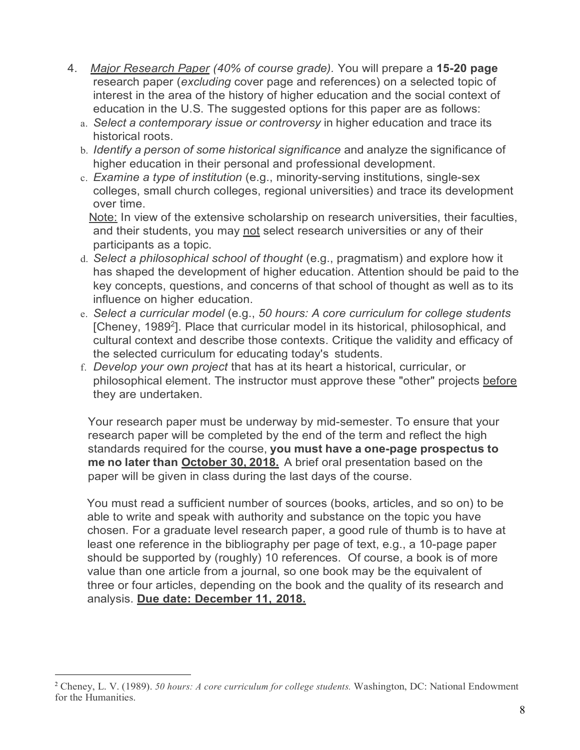4. *Major Research Paper (40% of course grade).* You will prepare a **15-20 page** research paper (*excluding* cover page and references) on a selected topic of interest in the area of the history of higher education and the social context of education in the U.S. The suggested options for this paper are as follows:
   a. *Select a contemporary issue or controversy* in higher education and trace its historical roots.
   b. *Identify a person of some historical significance* and analyze the significance of higher education in their personal and professional development.
   c. *Examine a type of institution* (e.g., minority-serving institutions, single-sex colleges, small church colleges, regional universities) and trace its development over time.

      Note: In view of the extensive scholarship on research universities, their faculties, and their students, you may not select research universities or any of their participants as a topic.
   d. *Select a philosophical school of thought* (e.g., pragmatism) and explore how it has shaped the development of higher education. Attention should be paid to the key concepts, questions, and concerns of that school of thought as well as to its influence on higher education.
   e. *Select a curricular model* (e.g., *50 hours: A core curriculum for college students* [Cheney, 1989[2]]. Place that curricular model in its historical, philosophical, and cultural context and describe those contexts. Critique the validity and efficacy of the selected curriculum for educating today's students.
   f. *Develop your own project* that has at its heart a historical, curricular, or philosophical element. The instructor must approve these "other" projects before they are undertaken.

   Your research paper must be underway by mid-semester. To ensure that your research paper will be completed by the end of the term and reflect the high standards required for the course, **you must have a one-page prospectus to me no later than October 30, 2018.** A brief oral presentation based on the paper will be given in class during the last days of the course.

   You must read a sufficient number of sources (books, articles, and so on) to be able to write and speak with authority and substance on the topic you have chosen. For a graduate level research paper, a good rule of thumb is to have at least one reference in the bibliography per page of text, e.g., a 10-page paper should be supported by (roughly) 10 references. Of course, a book is of more value than one article from a journal, so one book may be the equivalent of three or four articles, depending on the book and the quality of its research and analysis. **Due date: December 11, 2018.**

---

[2] Cheney, L. V. (1989). *50 hours: A core curriculum for college students.* Washington, DC: National Endowment for the Humanities.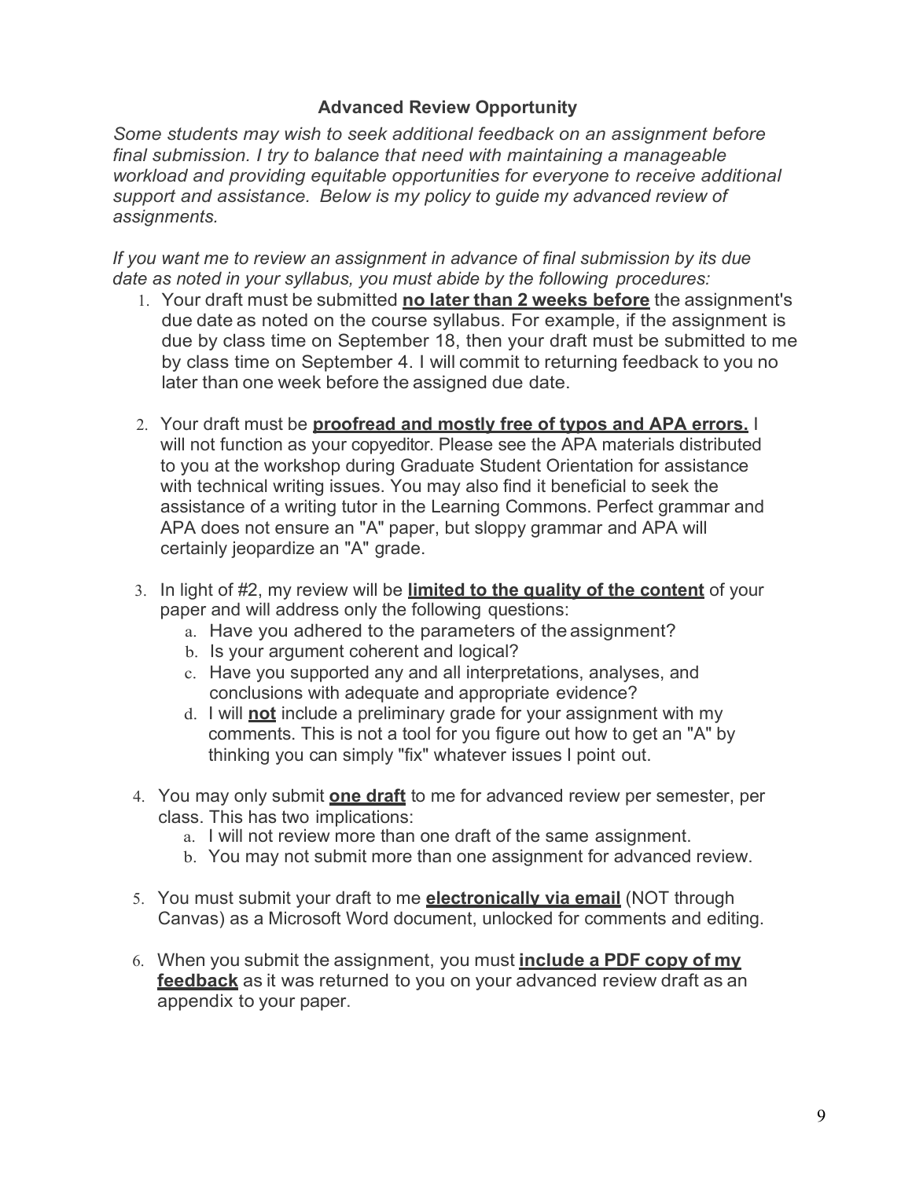## Advanced Review Opportunity

*Some students may wish to seek additional feedback on an assignment before final submission. I try to balance that need with maintaining a manageable workload and providing equitable opportunities for everyone to receive additional support and assistance. Below is my policy to guide my advanced review of assignments.*

*If you want me to review an assignment in advance of final submission by its due date as noted in your syllabus, you must abide by the following procedures:*

1. Your draft must be submitted **no later than 2 weeks before** the assignment's due date as noted on the course syllabus. For example, if the assignment is due by class time on September 18, then your draft must be submitted to me by class time on September 4. I will commit to returning feedback to you no later than one week before the assigned due date.

2. Your draft must be **proofread and mostly free of typos and APA errors.** I will not function as your copyeditor. Please see the APA materials distributed to you at the workshop during Graduate Student Orientation for assistance with technical writing issues. You may also find it beneficial to seek the assistance of a writing tutor in the Learning Commons. Perfect grammar and APA does not ensure an "A" paper, but sloppy grammar and APA will certainly jeopardize an "A" grade.

3. In light of #2, my review will be **limited to the quality of the content** of your paper and will address only the following questions:
   a. Have you adhered to the parameters of the assignment?
   b. Is your argument coherent and logical?
   c. Have you supported any and all interpretations, analyses, and conclusions with adequate and appropriate evidence?
   d. I will **not** include a preliminary grade for your assignment with my comments. This is not a tool for you figure out how to get an "A" by thinking you can simply "fix" whatever issues I point out.

4. You may only submit **one draft** to me for advanced review per semester, per class. This has two implications:
   a. I will not review more than one draft of the same assignment.
   b. You may not submit more than one assignment for advanced review.

5. You must submit your draft to me **electronically via email** (NOT through Canvas) as a Microsoft Word document, unlocked for comments and editing.

6. When you submit the assignment, you must **include a PDF copy of my feedback** as it was returned to you on your advanced review draft as an appendix to your paper.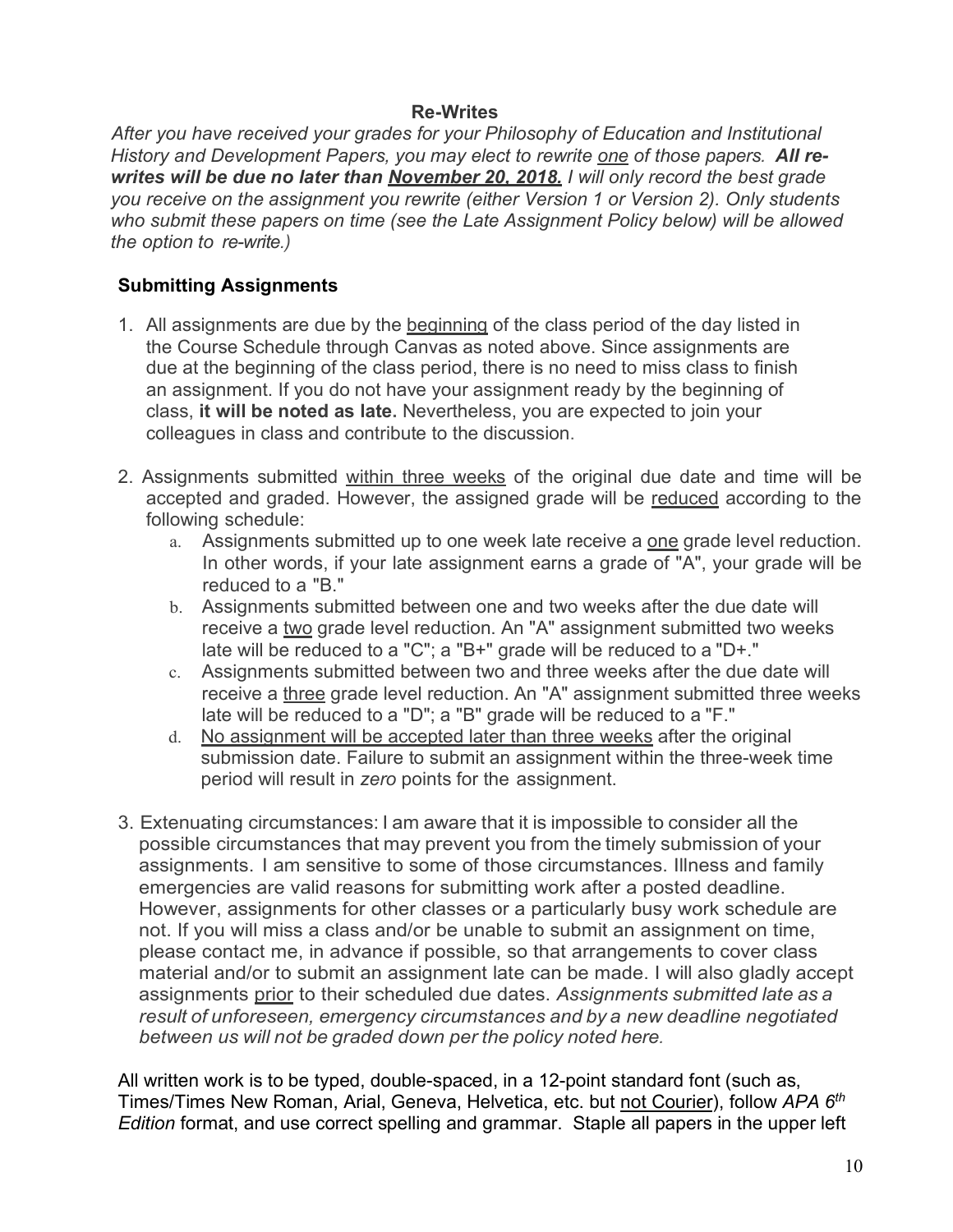### Re-Writes

*After you have received your grades for your Philosophy of Education and Institutional History and Development Papers, you may elect to rewrite one of those papers.* ***All re-writes will be due no later than November 20, 2018.*** *I will only record the best grade you receive on the assignment you rewrite (either Version 1 or Version 2). Only students who submit these papers on time (see the Late Assignment Policy below) will be allowed the option to re-write.)*

### Submitting Assignments

1. All assignments are due by the beginning of the class period of the day listed in the Course Schedule through Canvas as noted above. Since assignments are due at the beginning of the class period, there is no need to miss class to finish an assignment. If you do not have your assignment ready by the beginning of class, **it will be noted as late.** Nevertheless, you are expected to join your colleagues in class and contribute to the discussion.

2. Assignments submitted within three weeks of the original due date and time will be accepted and graded. However, the assigned grade will be reduced according to the following schedule:
   a. Assignments submitted up to one week late receive a one grade level reduction. In other words, if your late assignment earns a grade of "A", your grade will be reduced to a "B."
   b. Assignments submitted between one and two weeks after the due date will receive a two grade level reduction. An "A" assignment submitted two weeks late will be reduced to a "C"; a "B+" grade will be reduced to a "D+."
   c. Assignments submitted between two and three weeks after the due date will receive a three grade level reduction. An "A" assignment submitted three weeks late will be reduced to a "D"; a "B" grade will be reduced to a "F."
   d. No assignment will be accepted later than three weeks after the original submission date. Failure to submit an assignment within the three-week time period will result in *zero* points for the assignment.

3. Extenuating circumstances: I am aware that it is impossible to consider all the possible circumstances that may prevent you from the timely submission of your assignments. I am sensitive to some of those circumstances. Illness and family emergencies are valid reasons for submitting work after a posted deadline. However, assignments for other classes or a particularly busy work schedule are not. If you will miss a class and/or be unable to submit an assignment on time, please contact me, in advance if possible, so that arrangements to cover class material and/or to submit an assignment late can be made. I will also gladly accept assignments prior to their scheduled due dates. *Assignments submitted late as a result of unforeseen, emergency circumstances and by a new deadline negotiated between us will not be graded down per the policy noted here.*

All written work is to be typed, double-spaced, in a 12-point standard font (such as, Times/Times New Roman, Arial, Geneva, Helvetica, etc. but not Courier), follow *APA 6th Edition* format, and use correct spelling and grammar. Staple all papers in the upper left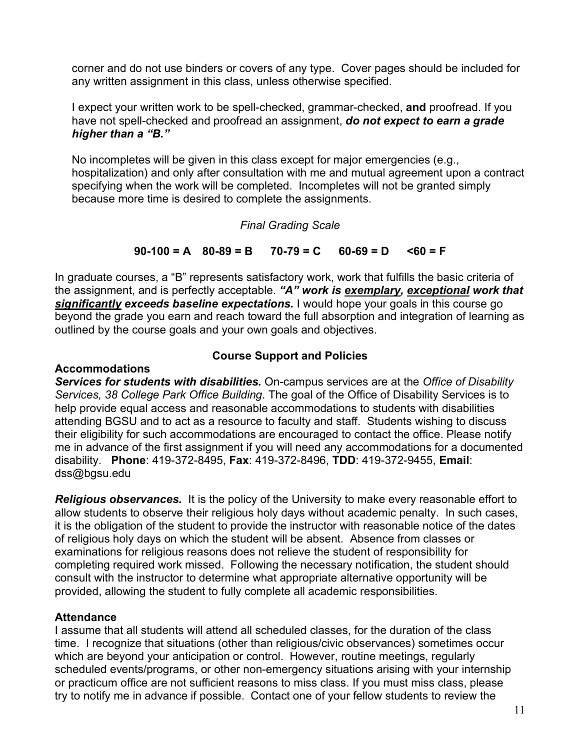corner and do not use binders or covers of any type. Cover pages should be included for any written assignment in this class, unless otherwise specified.

I expect your written work to be spell-checked, grammar-checked, **and** proofread. If you have not spell-checked and proofread an assignment, ***do not expect to earn a grade higher than a "B."***

No incompletes will be given in this class except for major emergencies (e.g., hospitalization) and only after consultation with me and mutual agreement upon a contract specifying when the work will be completed. Incompletes will not be granted simply because more time is desired to complete the assignments.

*Final Grading Scale*

**90-100 = A    80-89 = B    70-79 = C    60-69 = D    <60 = F**

In graduate courses, a "B" represents satisfactory work, work that fulfills the basic criteria of the assignment, and is perfectly acceptable. ***"A" work is <u>exemplary</u>, <u>exceptional</u> work that <u>significantly</u> exceeds baseline expectations.*** I would hope your goals in this course go beyond the grade you earn and reach toward the full absorption and integration of learning as outlined by the course goals and your own goals and objectives.

## Course Support and Policies

### Accommodations

***Services for students with disabilities.*** On-campus services are at the *Office of Disability Services, 38 College Park Office Building*. The goal of the Office of Disability Services is to help provide equal access and reasonable accommodations to students with disabilities attending BGSU and to act as a resource to faculty and staff. Students wishing to discuss their eligibility for such accommodations are encouraged to contact the office. Please notify me in advance of the first assignment if you will need any accommodations for a documented disability. **Phone**: 419-372-8495, **Fax**: 419-372-8496, **TDD**: 419-372-9455, **Email**: dss@bgsu.edu

***Religious observances.*** It is the policy of the University to make every reasonable effort to allow students to observe their religious holy days without academic penalty. In such cases, it is the obligation of the student to provide the instructor with reasonable notice of the dates of religious holy days on which the student will be absent. Absence from classes or examinations for religious reasons does not relieve the student of responsibility for completing required work missed. Following the necessary notification, the student should consult with the instructor to determine what appropriate alternative opportunity will be provided, allowing the student to fully complete all academic responsibilities.

### Attendance

I assume that all students will attend all scheduled classes, for the duration of the class time. I recognize that situations (other than religious/civic observances) sometimes occur which are beyond your anticipation or control. However, routine meetings, regularly scheduled events/programs, or other non-emergency situations arising with your internship or practicum office are not sufficient reasons to miss class. If you must miss class, please try to notify me in advance if possible. Contact one of your fellow students to review the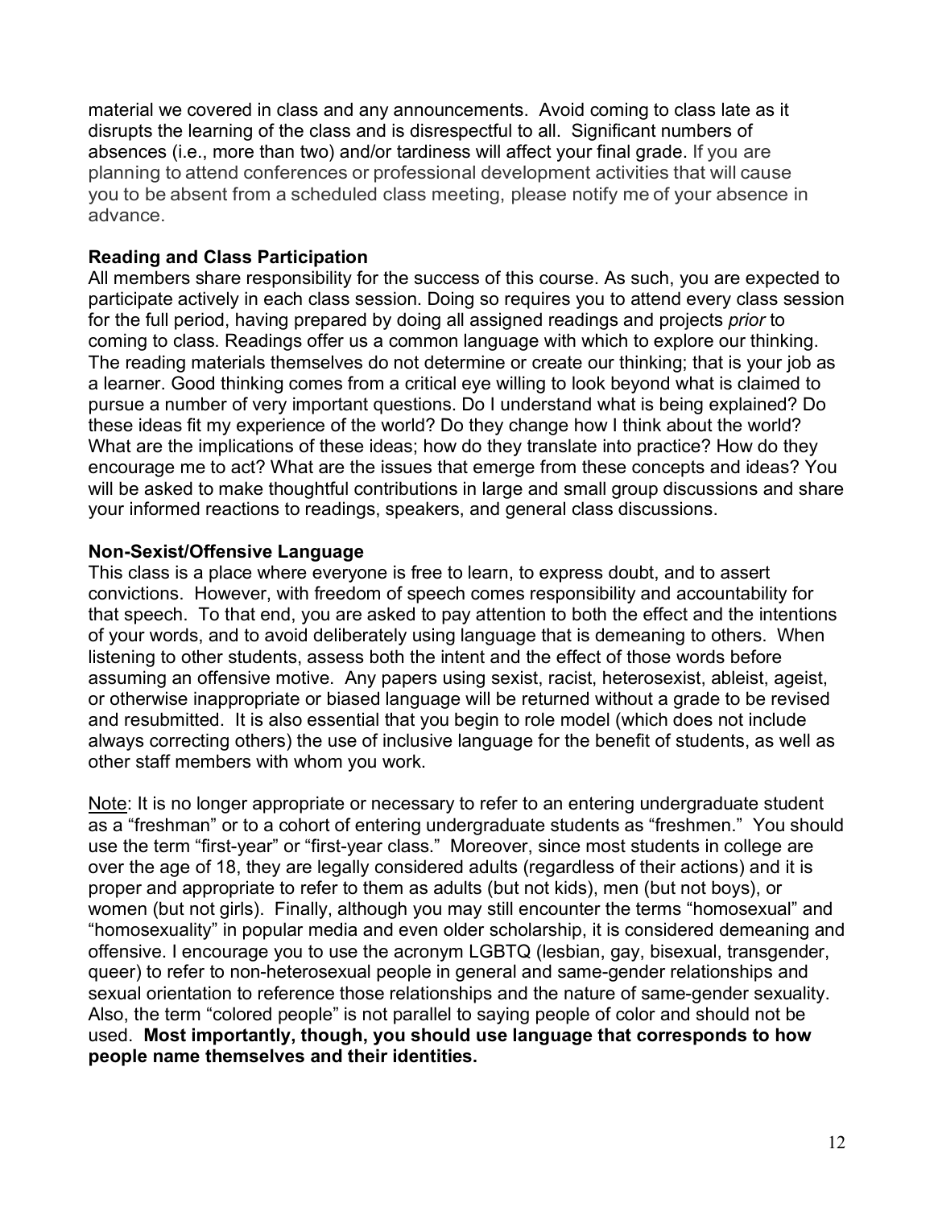material we covered in class and any announcements. Avoid coming to class late as it disrupts the learning of the class and is disrespectful to all. Significant numbers of absences (i.e., more than two) and/or tardiness will affect your final grade. If you are planning to attend conferences or professional development activities that will cause you to be absent from a scheduled class meeting, please notify me of your absence in advance.

**Reading and Class Participation**

All members share responsibility for the success of this course. As such, you are expected to participate actively in each class session. Doing so requires you to attend every class session for the full period, having prepared by doing all assigned readings and projects *prior* to coming to class. Readings offer us a common language with which to explore our thinking. The reading materials themselves do not determine or create our thinking; that is your job as a learner. Good thinking comes from a critical eye willing to look beyond what is claimed to pursue a number of very important questions. Do I understand what is being explained? Do these ideas fit my experience of the world? Do they change how I think about the world? What are the implications of these ideas; how do they translate into practice? How do they encourage me to act? What are the issues that emerge from these concepts and ideas? You will be asked to make thoughtful contributions in large and small group discussions and share your informed reactions to readings, speakers, and general class discussions.

**Non-Sexist/Offensive Language**

This class is a place where everyone is free to learn, to express doubt, and to assert convictions. However, with freedom of speech comes responsibility and accountability for that speech. To that end, you are asked to pay attention to both the effect and the intentions of your words, and to avoid deliberately using language that is demeaning to others. When listening to other students, assess both the intent and the effect of those words before assuming an offensive motive. Any papers using sexist, racist, heterosexist, ableist, ageist, or otherwise inappropriate or biased language will be returned without a grade to be revised and resubmitted. It is also essential that you begin to role model (which does not include always correcting others) the use of inclusive language for the benefit of students, as well as other staff members with whom you work.

<u>Note</u>: It is no longer appropriate or necessary to refer to an entering undergraduate student as a "freshman" or to a cohort of entering undergraduate students as "freshmen." You should use the term "first-year" or "first-year class." Moreover, since most students in college are over the age of 18, they are legally considered adults (regardless of their actions) and it is proper and appropriate to refer to them as adults (but not kids), men (but not boys), or women (but not girls). Finally, although you may still encounter the terms "homosexual" and "homosexuality" in popular media and even older scholarship, it is considered demeaning and offensive. I encourage you to use the acronym LGBTQ (lesbian, gay, bisexual, transgender, queer) to refer to non-heterosexual people in general and same-gender relationships and sexual orientation to reference those relationships and the nature of same-gender sexuality. Also, the term "colored people" is not parallel to saying people of color and should not be used. **Most importantly, though, you should use language that corresponds to how people name themselves and their identities.**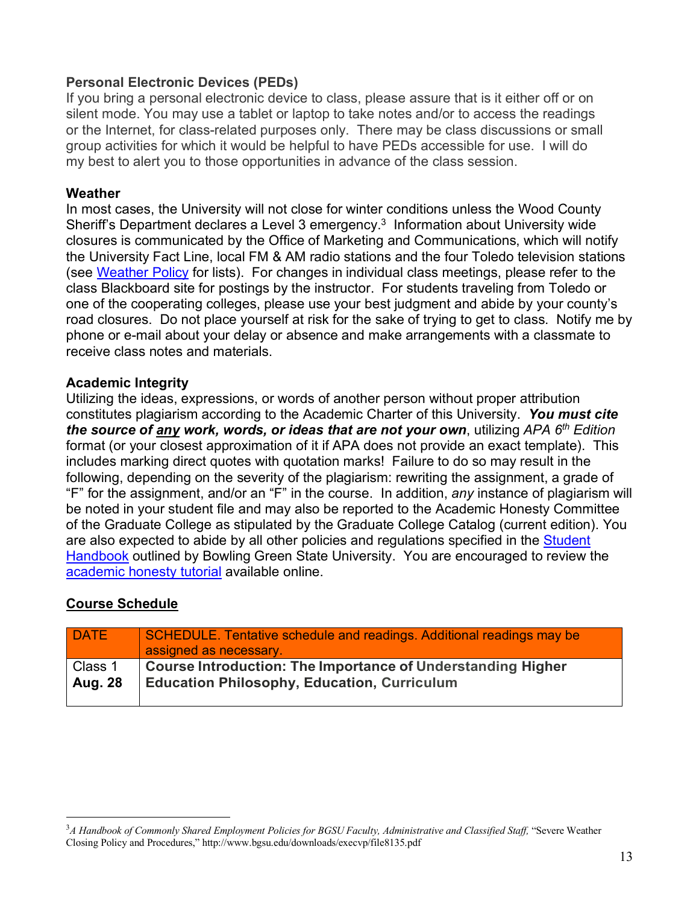**Personal Electronic Devices (PEDs)**

If you bring a personal electronic device to class, please assure that is it either off or on silent mode. You may use a tablet or laptop to take notes and/or to access the readings or the Internet, for class-related purposes only. There may be class discussions or small group activities for which it would be helpful to have PEDs accessible for use. I will do my best to alert you to those opportunities in advance of the class session.

**Weather**

In most cases, the University will not close for winter conditions unless the Wood County Sheriff's Department declares a Level 3 emergency.[3] Information about University wide closures is communicated by the Office of Marketing and Communications, which will notify the University Fact Line, local FM & AM radio stations and the four Toledo television stations (see Weather Policy for lists). For changes in individual class meetings, please refer to the class Blackboard site for postings by the instructor. For students traveling from Toledo or one of the cooperating colleges, please use your best judgment and abide by your county's road closures. Do not place yourself at risk for the sake of trying to get to class. Notify me by phone or e-mail about your delay or absence and make arrangements with a classmate to receive class notes and materials.

**Academic Integrity**

Utilizing the ideas, expressions, or words of another person without proper attribution constitutes plagiarism according to the Academic Charter of this University. ***You must cite the source of any work, words, or ideas that are not your own***, utilizing *APA 6th Edition* format (or your closest approximation of it if APA does not provide an exact template). This includes marking direct quotes with quotation marks! Failure to do so may result in the following, depending on the severity of the plagiarism: rewriting the assignment, a grade of "F" for the assignment, and/or an "F" in the course. In addition, *any* instance of plagiarism will be noted in your student file and may also be reported to the Academic Honesty Committee of the Graduate College as stipulated by the Graduate College Catalog (current edition). You are also expected to abide by all other policies and regulations specified in the Student Handbook outlined by Bowling Green State University. You are encouraged to review the academic honesty tutorial available online.

**Course Schedule**

| DATE | SCHEDULE. Tentative schedule and readings. Additional readings may be assigned as necessary. |
|---|---|
| Class 1 **Aug. 28** | **Course Introduction: The Importance of Understanding Higher Education Philosophy, Education, Curriculum** |

[3] *A Handbook of Commonly Shared Employment Policies for BGSU Faculty, Administrative and Classified Staff,* "Severe Weather Closing Policy and Procedures," http://www.bgsu.edu/downloads/execvp/file8135.pdf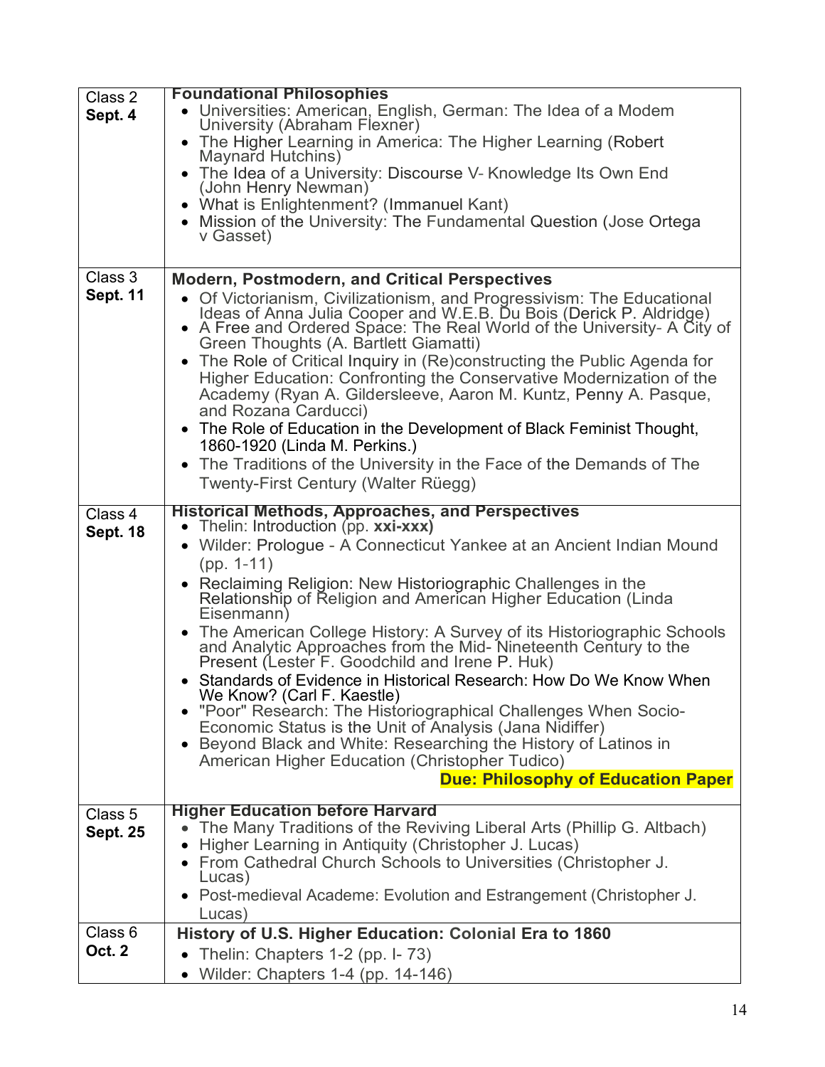| Class | Topics and Readings |
|---|---|
| Class 2 **Sept. 4** | **Foundational Philosophies** <br> • Universities: American, English, German: The Idea of a Modem University (Abraham Flexner) <br> • The Higher Learning in America: The Higher Learning (Robert Maynard Hutchins) <br> • The Idea of a University: Discourse V- Knowledge Its Own End (John Henry Newman) <br> • What is Enlightenment? (Immanuel Kant) <br> • Mission of the University: The Fundamental Question (Jose Ortega v Gasset) |
| Class 3 **Sept. 11** | **Modern, Postmodern, and Critical Perspectives** <br> • Of Victorianism, Civilizationism, and Progressivism: The Educational Ideas of Anna Julia Cooper and W.E.B. Du Bois (Derick P. Aldridge) <br> • A Free and Ordered Space: The Real World of the University- A City of Green Thoughts (A. Bartlett Giamatti) <br> • The Role of Critical Inquiry in (Re)constructing the Public Agenda for Higher Education: Confronting the Conservative Modernization of the Academy (Ryan A. Gildersleeve, Aaron M. Kuntz, Penny A. Pasque, and Rozana Carducci) <br> • The Role of Education in the Development of Black Feminist Thought, 1860-1920 (Linda M. Perkins.) <br> • The Traditions of the University in the Face of the Demands of The Twenty-First Century (Walter Rüegg) |
| Class 4 **Sept. 18** | **Historical Methods, Approaches, and Perspectives** <br> • Thelin: Introduction (pp. **xxi-xxx)** <br> • Wilder: Prologue - A Connecticut Yankee at an Ancient Indian Mound (pp. 1-11) <br> • Reclaiming Religion: New Historiographic Challenges in the Relationship of Religion and American Higher Education (Linda Eisenmann) <br> • The American College History: A Survey of its Historiographic Schools and Analytic Approaches from the Mid- Nineteenth Century to the Present (Lester F. Goodchild and Irene P. Huk) <br> • Standards of Evidence in Historical Research: How Do We Know When We Know? (Carl F. Kaestle) <br> • "Poor" Research: The Historiographical Challenges When Socio-Economic Status is the Unit of Analysis (Jana Nidiffer) <br> • Beyond Black and White: Researching the History of Latinos in American Higher Education (Christopher Tudico) <br> **Due: Philosophy of Education Paper** |
| Class 5 **Sept. 25** | **Higher Education before Harvard** <br> • The Many Traditions of the Reviving Liberal Arts (Phillip G. Altbach) <br> • Higher Learning in Antiquity (Christopher J. Lucas) <br> • From Cathedral Church Schools to Universities (Christopher J. Lucas) <br> • Post-medieval Academe: Evolution and Estrangement (Christopher J. Lucas) |
| Class 6 **Oct. 2** | **History of U.S. Higher Education: Colonial Era to 1860** <br> • Thelin: Chapters 1-2 (pp. I- 73) <br> • Wilder: Chapters 1-4 (pp. 14-146) |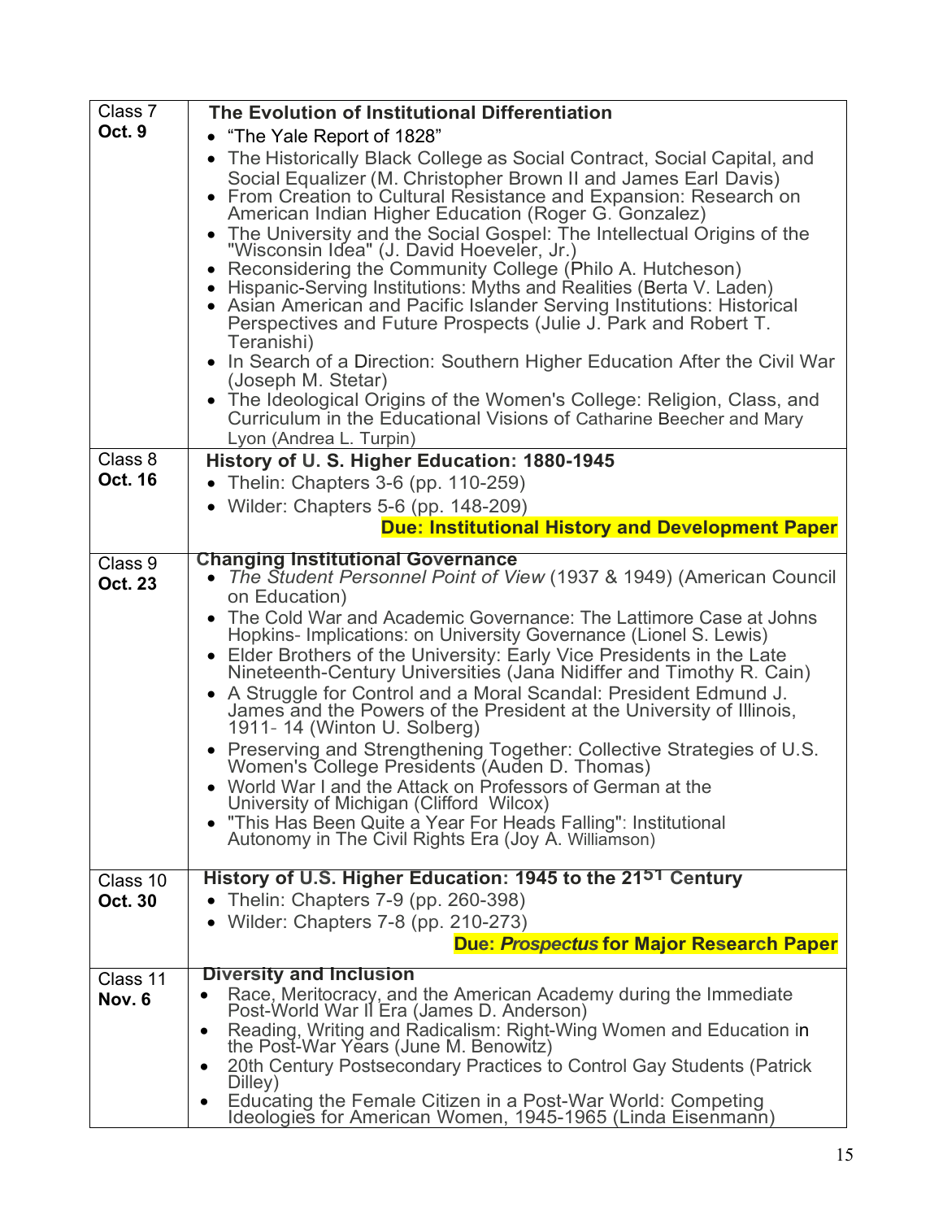| | |
|---|---|
| Class 7 **Oct. 9** | **The Evolution of Institutional Differentiation**<br>• "The Yale Report of 1828"<br>• The Historically Black College as Social Contract, Social Capital, and Social Equalizer (M. Christopher Brown II and James Earl Davis)<br>• From Creation to Cultural Resistance and Expansion: Research on American Indian Higher Education (Roger G. Gonzalez)<br>• The University and the Social Gospel: The Intellectual Origins of the "Wisconsin Idea" (J. David Hoeveler, Jr.)<br>• Reconsidering the Community College (Philo A. Hutcheson)<br>• Hispanic-Serving Institutions: Myths and Realities (Berta V. Laden)<br>• Asian American and Pacific Islander Serving Institutions: Historical Perspectives and Future Prospects (Julie J. Park and Robert T. Teranishi)<br>• In Search of a Direction: Southern Higher Education After the Civil War (Joseph M. Stetar)<br>• The Ideological Origins of the Women's College: Religion, Class, and Curriculum in the Educational Visions of Catharine Beecher and Mary Lyon (Andrea L. Turpin) |
| Class 8 **Oct. 16** | **History of U. S. Higher Education: 1880-1945**<br>• Thelin: Chapters 3-6 (pp. 110-259)<br>• Wilder: Chapters 5-6 (pp. 148-209)<br>**Due: Institutional History and Development Paper** |
| Class 9 **Oct. 23** | **Changing Institutional Governance**<br>• *The Student Personnel Point of View* (1937 & 1949) (American Council on Education)<br>• The Cold War and Academic Governance: The Lattimore Case at Johns Hopkins- Implications: on University Governance (Lionel S. Lewis)<br>• Elder Brothers of the University: Early Vice Presidents in the Late Nineteenth-Century Universities (Jana Nidiffer and Timothy R. Cain)<br>• A Struggle for Control and a Moral Scandal: President Edmund J. James and the Powers of the President at the University of Illinois, 1911- 14 (Winton U. Solberg)<br>• Preserving and Strengthening Together: Collective Strategies of U.S. Women's College Presidents (Auden D. Thomas)<br>• World War I and the Attack on Professors of German at the University of Michigan (Clifford Wilcox)<br>• "This Has Been Quite a Year For Heads Falling": Institutional Autonomy in The Civil Rights Era (Joy A. Williamson) |
| Class 10 **Oct. 30** | **History of U.S. Higher Education: 1945 to the 21ST Century**<br>• Thelin: Chapters 7-9 (pp. 260-398)<br>• Wilder: Chapters 7-8 (pp. 210-273)<br>**Due: *Prospectus* for Major Research Paper** |
| Class 11 **Nov. 6** | **Diversity and Inclusion**<br>• Race, Meritocracy, and the American Academy during the Immediate Post-World War II Era (James D. Anderson)<br>• Reading, Writing and Radicalism: Right-Wing Women and Education in the Post-War Years (June M. Benowitz)<br>• 20th Century Postsecondary Practices to Control Gay Students (Patrick Dilley)<br>• Educating the Female Citizen in a Post-War World: Competing Ideologies for American Women, 1945-1965 (Linda Eisenmann) |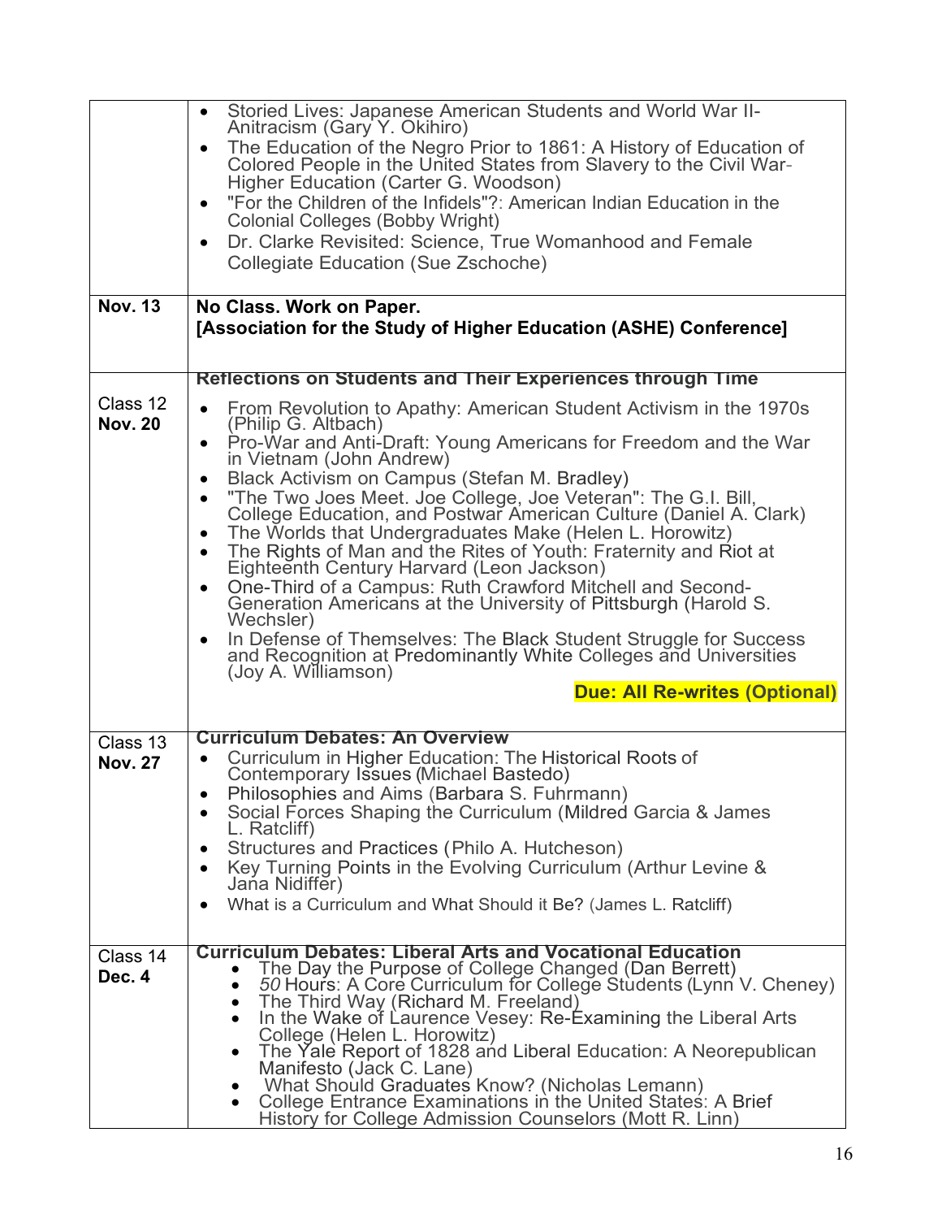| | |
|---|---|
| | • Storied Lives: Japanese American Students and World War II-Anitracism (Gary Y. Okihiro)<br>• The Education of the Negro Prior to 1861: A History of Education of Colored People in the United States from Slavery to the Civil War-Higher Education (Carter G. Woodson)<br>• "For the Children of the Infidels"?: American Indian Education in the Colonial Colleges (Bobby Wright)<br>• Dr. Clarke Revisited: Science, True Womanhood and Female Collegiate Education (Sue Zschoche) |
| **Nov. 13** | **No Class. Work on Paper.**<br>**[Association for the Study of Higher Education (ASHE) Conference]** |
| Class 12<br>**Nov. 20** | **Reflections on Students and Their Experiences through Time**<br>• From Revolution to Apathy: American Student Activism in the 1970s (Philip G. Altbach)<br>• Pro-War and Anti-Draft: Young Americans for Freedom and the War in Vietnam (John Andrew)<br>• Black Activism on Campus (Stefan M. Bradley)<br>• "The Two Joes Meet. Joe College, Joe Veteran": The G.I. Bill, College Education, and Postwar American Culture (Daniel A. Clark)<br>• The Worlds that Undergraduates Make (Helen L. Horowitz)<br>• The Rights of Man and the Rites of Youth: Fraternity and Riot at Eighteenth Century Harvard (Leon Jackson)<br>• One-Third of a Campus: Ruth Crawford Mitchell and Second-Generation Americans at the University of Pittsburgh (Harold S. Wechsler)<br>• In Defense of Themselves: The Black Student Struggle for Success and Recognition at Predominantly White Colleges and Universities (Joy A. Williamson)<br>**Due: All Re-writes (Optional)** |
| Class 13<br>**Nov. 27** | **Curriculum Debates: An Overview**<br>• Curriculum in Higher Education: The Historical Roots of Contemporary Issues (Michael Bastedo)<br>• Philosophies and Aims (Barbara S. Fuhrmann)<br>• Social Forces Shaping the Curriculum (Mildred Garcia & James L. Ratcliff)<br>• Structures and Practices (Philo A. Hutcheson)<br>• Key Turning Points in the Evolving Curriculum (Arthur Levine & Jana Nidiffer)<br>• What is a Curriculum and What Should it Be? (James L. Ratcliff) |
| Class 14<br>**Dec. 4** | **Curriculum Debates: Liberal Arts and Vocational Education**<br>• The Day the Purpose of College Changed (Dan Berrett)<br>• *50* Hours: A Core Curriculum for College Students (Lynn V. Cheney)<br>• The Third Way (Richard M. Freeland)<br>• In the Wake of Laurence Vesey: Re-Examining the Liberal Arts College (Helen L. Horowitz)<br>• The Yale Report of 1828 and Liberal Education: A Neorepublican Manifesto (Jack C. Lane)<br>• What Should Graduates Know? (Nicholas Lemann)<br>• College Entrance Examinations in the United States: A Brief History for College Admission Counselors (Mott R. Linn) |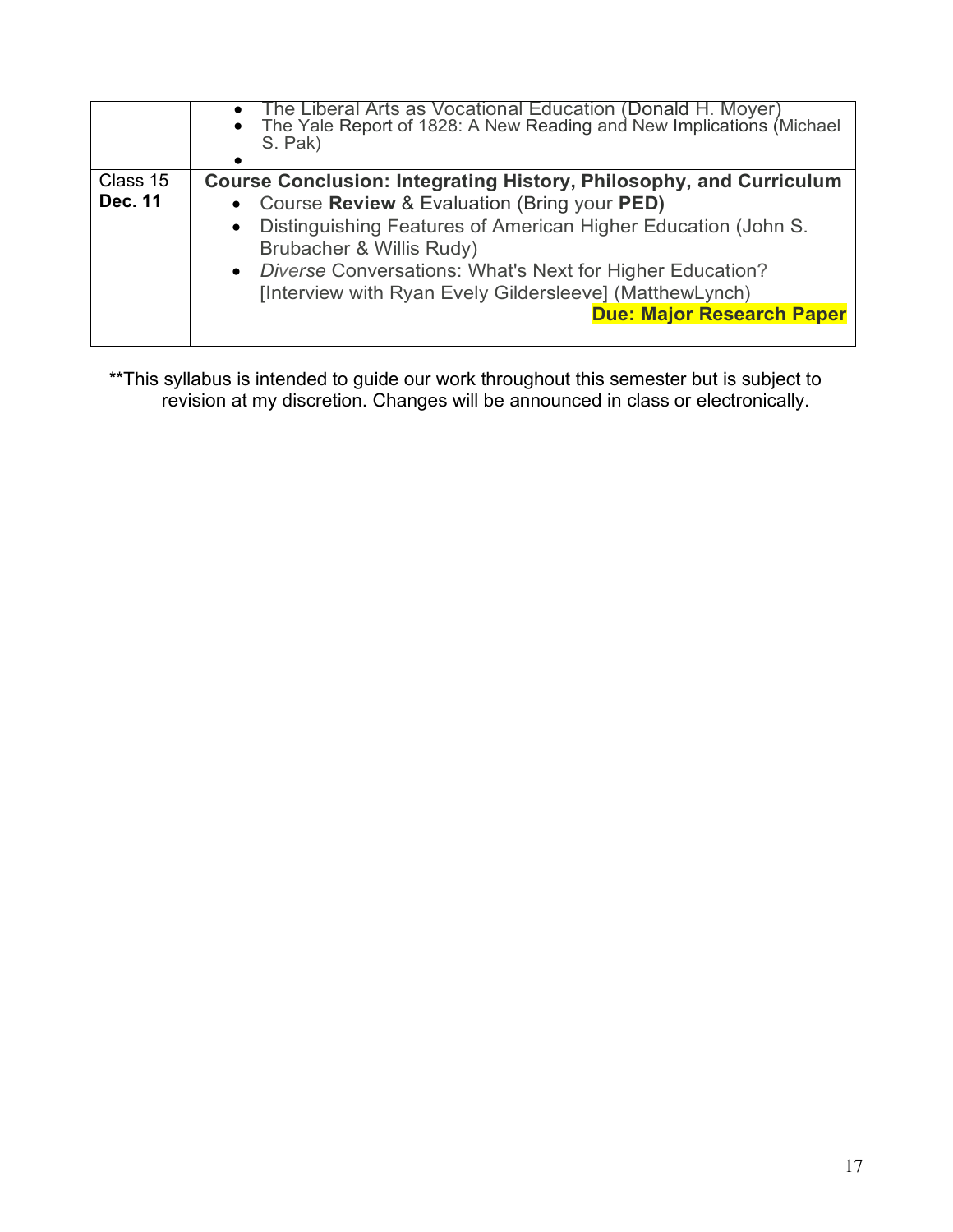| | |
|---|---|
| | • The Liberal Arts as Vocational Education (Donald H. Moyer)<br>• The Yale Report of 1828: A New Reading and New Implications (Michael S. Pak)<br>• |
| Class 15<br>**Dec. 11** | **Course Conclusion: Integrating History, Philosophy, and Curriculum**<br>• Course **Review** & Evaluation (Bring your **PED)**<br>• Distinguishing Features of American Higher Education (John S. Brubacher & Willis Rudy)<br>• *Diverse* Conversations: What's Next for Higher Education? [Interview with Ryan Evely Gildersleeve] (MatthewLynch)<br>**Due: Major Research Paper** |

**This syllabus is intended to guide our work throughout this semester but is subject to revision at my discretion. Changes will be announced in class or electronically.